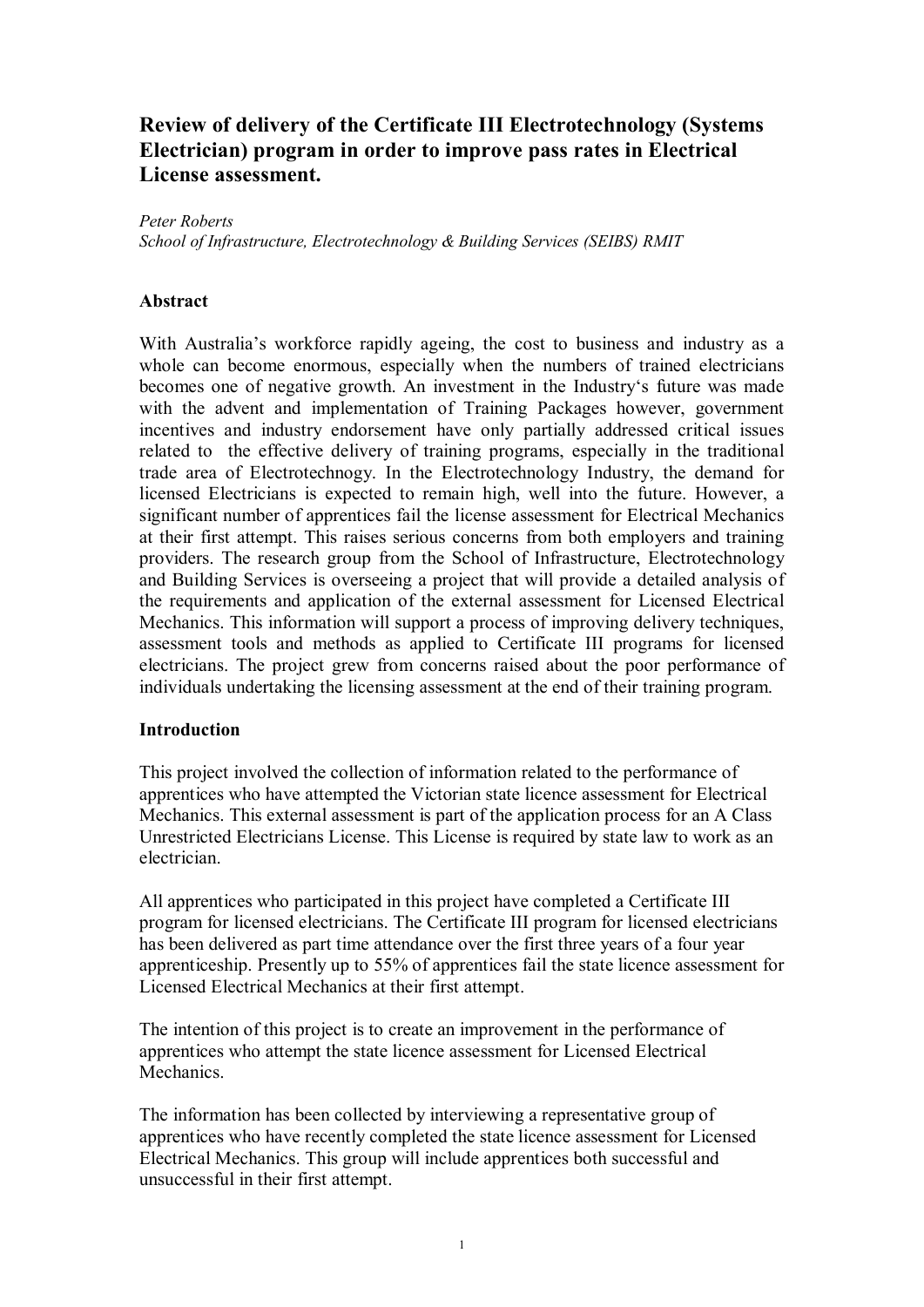# Review of delivery of the Certificate III Electrotechnology (Systems Electrician) program in order to improve pass rates in Electrical License assessment.

*Peter Roberts*
*School of Infrastructure, Electrotechnology & Building Services (SEIBS) RMIT*

## Abstract

With Australia's workforce rapidly ageing, the cost to business and industry as a whole can become enormous, especially when the numbers of trained electricians becomes one of negative growth. An investment in the Industry's future was made with the advent and implementation of Training Packages however, government incentives and industry endorsement have only partially addressed critical issues related to the effective delivery of training programs, especially in the traditional trade area of Electrotechnogy. In the Electrotechnology Industry, the demand for licensed Electricians is expected to remain high, well into the future. However, a significant number of apprentices fail the license assessment for Electrical Mechanics at their first attempt. This raises serious concerns from both employers and training providers. The research group from the School of Infrastructure, Electrotechnology and Building Services is overseeing a project that will provide a detailed analysis of the requirements and application of the external assessment for Licensed Electrical Mechanics. This information will support a process of improving delivery techniques, assessment tools and methods as applied to Certificate III programs for licensed electricians. The project grew from concerns raised about the poor performance of individuals undertaking the licensing assessment at the end of their training program.

## Introduction

This project involved the collection of information related to the performance of apprentices who have attempted the Victorian state licence assessment for Electrical Mechanics. This external assessment is part of the application process for an A Class Unrestricted Electricians License. This License is required by state law to work as an electrician.

All apprentices who participated in this project have completed a Certificate III program for licensed electricians. The Certificate III program for licensed electricians has been delivered as part time attendance over the first three years of a four year apprenticeship. Presently up to 55% of apprentices fail the state licence assessment for Licensed Electrical Mechanics at their first attempt.

The intention of this project is to create an improvement in the performance of apprentices who attempt the state licence assessment for Licensed Electrical Mechanics.

The information has been collected by interviewing a representative group of apprentices who have recently completed the state licence assessment for Licensed Electrical Mechanics. This group will include apprentices both successful and unsuccessful in their first attempt.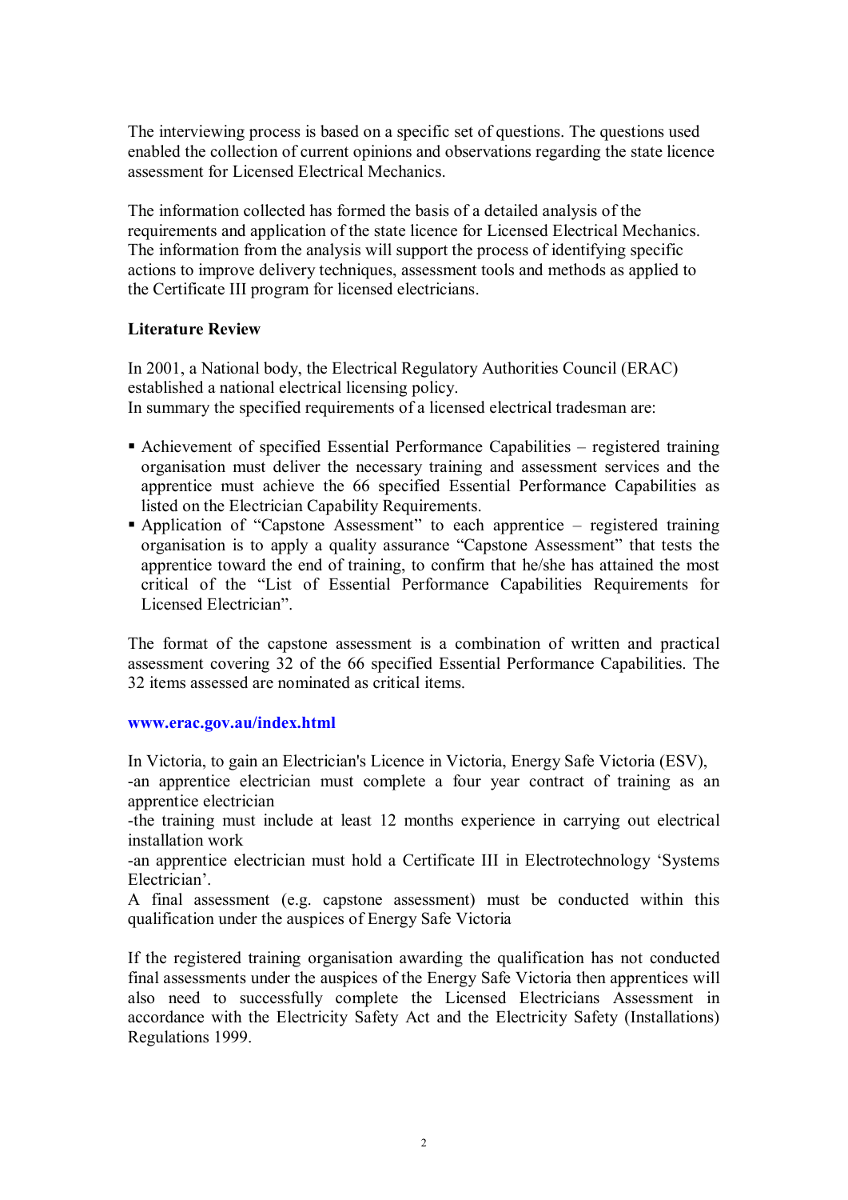The interviewing process is based on a specific set of questions. The questions used enabled the collection of current opinions and observations regarding the state licence assessment for Licensed Electrical Mechanics.

The information collected has formed the basis of a detailed analysis of the requirements and application of the state licence for Licensed Electrical Mechanics. The information from the analysis will support the process of identifying specific actions to improve delivery techniques, assessment tools and methods as applied to the Certificate III program for licensed electricians.

**Literature Review**

In 2001, a National body, the Electrical Regulatory Authorities Council (ERAC) established a national electrical licensing policy.
In summary the specified requirements of a licensed electrical tradesman are:

- Achievement of specified Essential Performance Capabilities – registered training organisation must deliver the necessary training and assessment services and the apprentice must achieve the 66 specified Essential Performance Capabilities as listed on the Electrician Capability Requirements.
- Application of "Capstone Assessment" to each apprentice – registered training organisation is to apply a quality assurance "Capstone Assessment" that tests the apprentice toward the end of training, to confirm that he/she has attained the most critical of the "List of Essential Performance Capabilities Requirements for Licensed Electrician".

The format of the capstone assessment is a combination of written and practical assessment covering 32 of the 66 specified Essential Performance Capabilities. The 32 items assessed are nominated as critical items.

**www.erac.gov.au/index.html**

In Victoria, to gain an Electrician's Licence in Victoria, Energy Safe Victoria (ESV),
-an apprentice electrician must complete a four year contract of training as an apprentice electrician
-the training must include at least 12 months experience in carrying out electrical installation work
-an apprentice electrician must hold a Certificate III in Electrotechnology 'Systems Electrician'.
A final assessment (e.g. capstone assessment) must be conducted within this qualification under the auspices of Energy Safe Victoria

If the registered training organisation awarding the qualification has not conducted final assessments under the auspices of the Energy Safe Victoria then apprentices will also need to successfully complete the Licensed Electricians Assessment in accordance with the Electricity Safety Act and the Electricity Safety (Installations) Regulations 1999.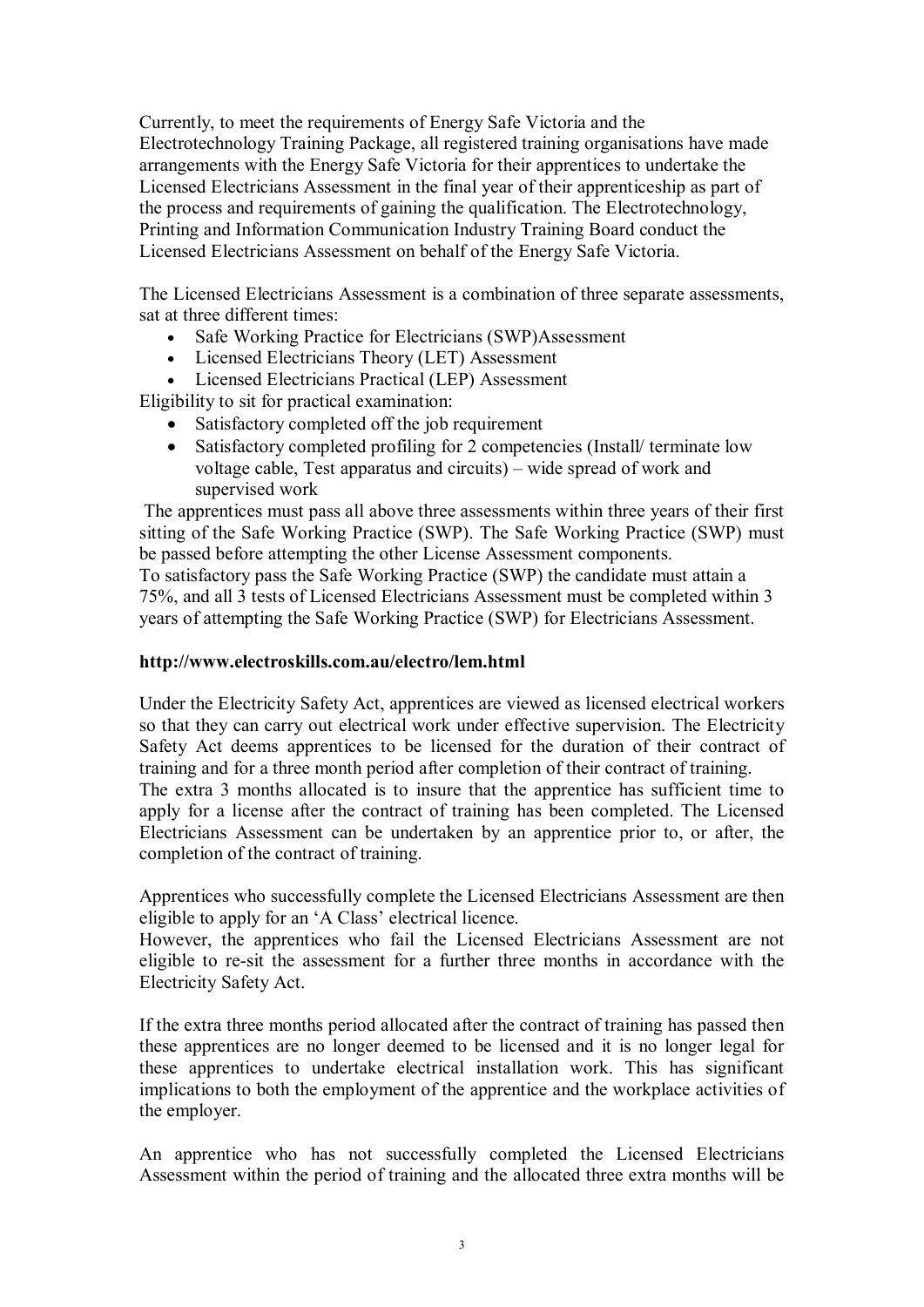Currently, to meet the requirements of Energy Safe Victoria and the Electrotechnology Training Package, all registered training organisations have made arrangements with the Energy Safe Victoria for their apprentices to undertake the Licensed Electricians Assessment in the final year of their apprenticeship as part of the process and requirements of gaining the qualification. The Electrotechnology, Printing and Information Communication Industry Training Board conduct the Licensed Electricians Assessment on behalf of the Energy Safe Victoria.

The Licensed Electricians Assessment is a combination of three separate assessments, sat at three different times:

- Safe Working Practice for Electricians (SWP)Assessment
- Licensed Electricians Theory (LET) Assessment
- Licensed Electricians Practical (LEP) Assessment

Eligibility to sit for practical examination:

- Satisfactory completed off the job requirement
- Satisfactory completed profiling for 2 competencies (Install/ terminate low voltage cable, Test apparatus and circuits) – wide spread of work and supervised work

The apprentices must pass all above three assessments within three years of their first sitting of the Safe Working Practice (SWP). The Safe Working Practice (SWP) must be passed before attempting the other License Assessment components.
To satisfactory pass the Safe Working Practice (SWP) the candidate must attain a 75%, and all 3 tests of Licensed Electricians Assessment must be completed within 3 years of attempting the Safe Working Practice (SWP) for Electricians Assessment.

**http://www.electroskills.com.au/electro/lem.html**

Under the Electricity Safety Act, apprentices are viewed as licensed electrical workers so that they can carry out electrical work under effective supervision. The Electricity Safety Act deems apprentices to be licensed for the duration of their contract of training and for a three month period after completion of their contract of training.
The extra 3 months allocated is to insure that the apprentice has sufficient time to apply for a license after the contract of training has been completed. The Licensed Electricians Assessment can be undertaken by an apprentice prior to, or after, the completion of the contract of training.

Apprentices who successfully complete the Licensed Electricians Assessment are then eligible to apply for an 'A Class' electrical licence.
However, the apprentices who fail the Licensed Electricians Assessment are not eligible to re-sit the assessment for a further three months in accordance with the Electricity Safety Act.

If the extra three months period allocated after the contract of training has passed then these apprentices are no longer deemed to be licensed and it is no longer legal for these apprentices to undertake electrical installation work. This has significant implications to both the employment of the apprentice and the workplace activities of the employer.

An apprentice who has not successfully completed the Licensed Electricians Assessment within the period of training and the allocated three extra months will be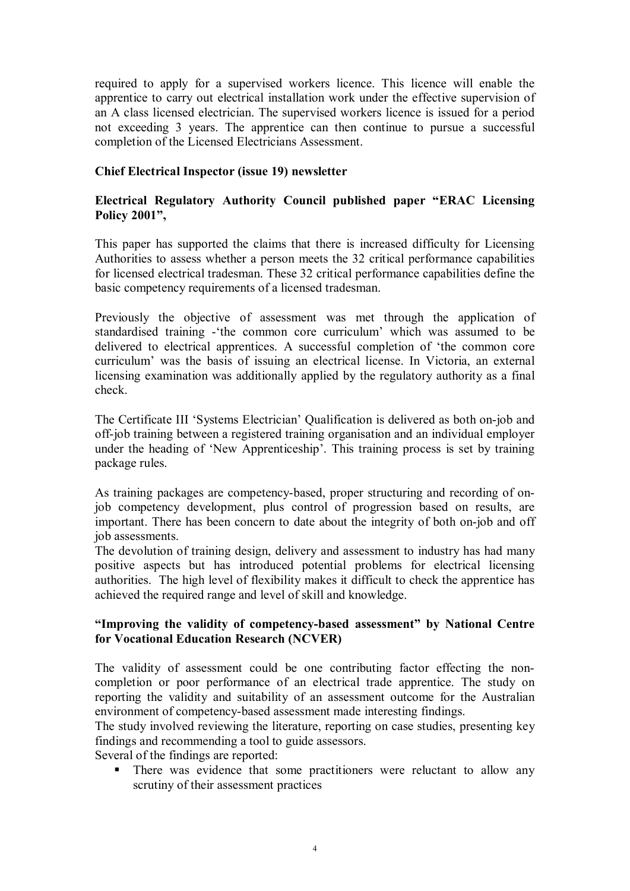required to apply for a supervised workers licence. This licence will enable the apprentice to carry out electrical installation work under the effective supervision of an A class licensed electrician. The supervised workers licence is issued for a period not exceeding 3 years. The apprentice can then continue to pursue a successful completion of the Licensed Electricians Assessment.

**Chief Electrical Inspector (issue 19) newsletter**

**Electrical Regulatory Authority Council published paper "ERAC Licensing Policy 2001",**

This paper has supported the claims that there is increased difficulty for Licensing Authorities to assess whether a person meets the 32 critical performance capabilities for licensed electrical tradesman. These 32 critical performance capabilities define the basic competency requirements of a licensed tradesman.

Previously the objective of assessment was met through the application of standardised training -'the common core curriculum' which was assumed to be delivered to electrical apprentices. A successful completion of 'the common core curriculum' was the basis of issuing an electrical license. In Victoria, an external licensing examination was additionally applied by the regulatory authority as a final check.

The Certificate III 'Systems Electrician' Qualification is delivered as both on-job and off-job training between a registered training organisation and an individual employer under the heading of 'New Apprenticeship'. This training process is set by training package rules.

As training packages are competency-based, proper structuring and recording of on-job competency development, plus control of progression based on results, are important. There has been concern to date about the integrity of both on-job and off job assessments.

The devolution of training design, delivery and assessment to industry has had many positive aspects but has introduced potential problems for electrical licensing authorities. The high level of flexibility makes it difficult to check the apprentice has achieved the required range and level of skill and knowledge.

**"Improving the validity of competency-based assessment" by National Centre for Vocational Education Research (NCVER)**

The validity of assessment could be one contributing factor effecting the non-completion or poor performance of an electrical trade apprentice. The study on reporting the validity and suitability of an assessment outcome for the Australian environment of competency-based assessment made interesting findings.

The study involved reviewing the literature, reporting on case studies, presenting key findings and recommending a tool to guide assessors.

Several of the findings are reported:

- There was evidence that some practitioners were reluctant to allow any scrutiny of their assessment practices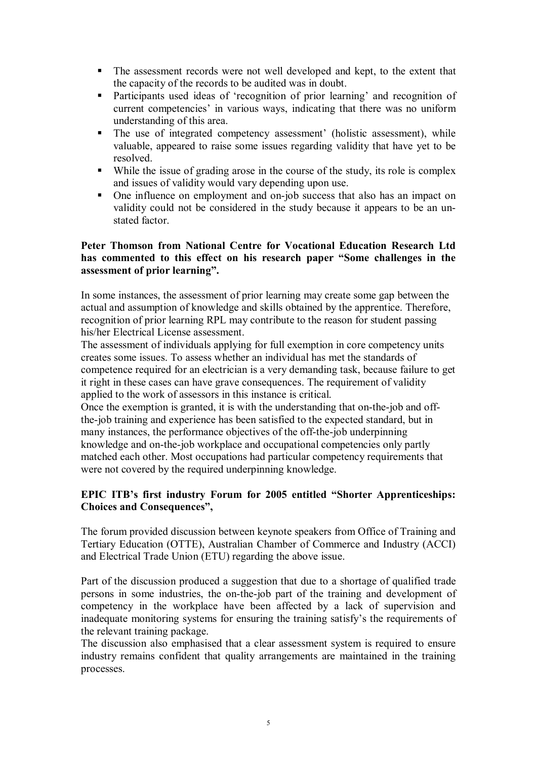- The assessment records were not well developed and kept, to the extent that the capacity of the records to be audited was in doubt.
- Participants used ideas of 'recognition of prior learning' and recognition of current competencies' in various ways, indicating that there was no uniform understanding of this area.
- The use of integrated competency assessment' (holistic assessment), while valuable, appeared to raise some issues regarding validity that have yet to be resolved.
- While the issue of grading arose in the course of the study, its role is complex and issues of validity would vary depending upon use.
- One influence on employment and on-job success that also has an impact on validity could not be considered in the study because it appears to be an un-stated factor.

**Peter Thomson from National Centre for Vocational Education Research Ltd has commented to this effect on his research paper "Some challenges in the assessment of prior learning".**

In some instances, the assessment of prior learning may create some gap between the actual and assumption of knowledge and skills obtained by the apprentice. Therefore, recognition of prior learning RPL may contribute to the reason for student passing his/her Electrical License assessment.

The assessment of individuals applying for full exemption in core competency units creates some issues. To assess whether an individual has met the standards of competence required for an electrician is a very demanding task, because failure to get it right in these cases can have grave consequences. The requirement of validity applied to the work of assessors in this instance is critical.

Once the exemption is granted, it is with the understanding that on-the-job and off-the-job training and experience has been satisfied to the expected standard, but in many instances, the performance objectives of the off-the-job underpinning knowledge and on-the-job workplace and occupational competencies only partly matched each other. Most occupations had particular competency requirements that were not covered by the required underpinning knowledge.

**EPIC ITB's first industry Forum for 2005 entitled "Shorter Apprenticeships: Choices and Consequences",**

The forum provided discussion between keynote speakers from Office of Training and Tertiary Education (OTTE), Australian Chamber of Commerce and Industry (ACCI) and Electrical Trade Union (ETU) regarding the above issue.

Part of the discussion produced a suggestion that due to a shortage of qualified trade persons in some industries, the on-the-job part of the training and development of competency in the workplace have been affected by a lack of supervision and inadequate monitoring systems for ensuring the training satisfy's the requirements of the relevant training package.

The discussion also emphasised that a clear assessment system is required to ensure industry remains confident that quality arrangements are maintained in the training processes.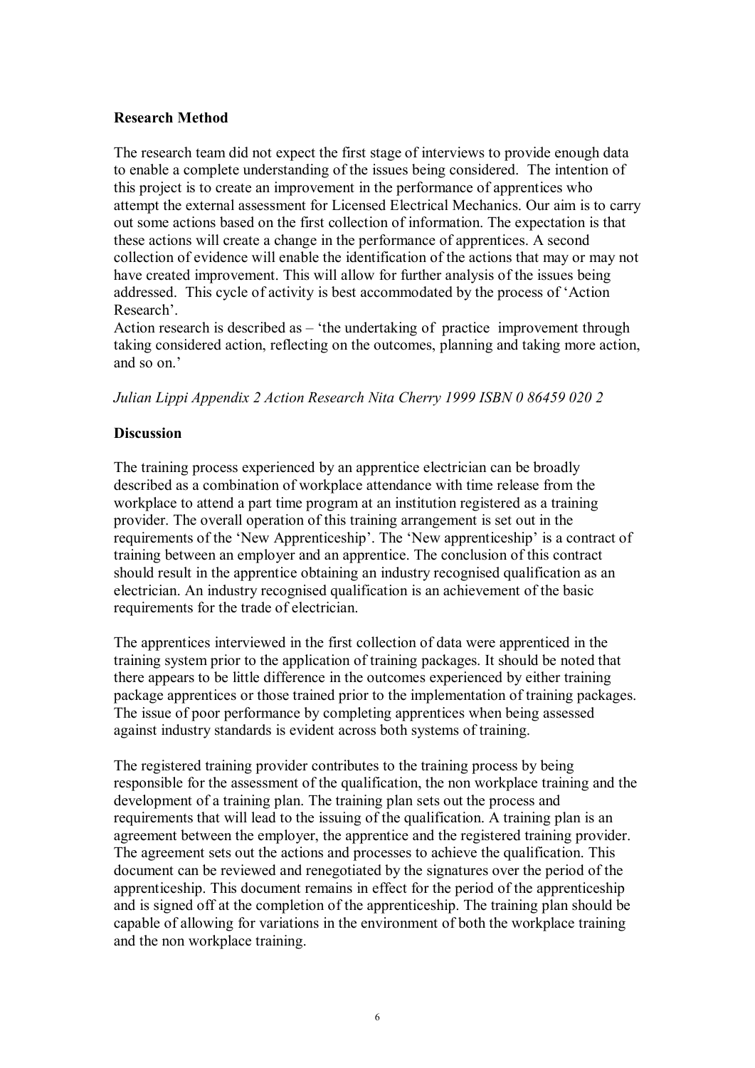**Research Method**

The research team did not expect the first stage of interviews to provide enough data to enable a complete understanding of the issues being considered. The intention of this project is to create an improvement in the performance of apprentices who attempt the external assessment for Licensed Electrical Mechanics. Our aim is to carry out some actions based on the first collection of information. The expectation is that these actions will create a change in the performance of apprentices. A second collection of evidence will enable the identification of the actions that may or may not have created improvement. This will allow for further analysis of the issues being addressed. This cycle of activity is best accommodated by the process of 'Action Research'.

Action research is described as – 'the undertaking of practice improvement through taking considered action, reflecting on the outcomes, planning and taking more action, and so on.'

*Julian Lippi Appendix 2 Action Research Nita Cherry 1999 ISBN 0 86459 020 2*

**Discussion**

The training process experienced by an apprentice electrician can be broadly described as a combination of workplace attendance with time release from the workplace to attend a part time program at an institution registered as a training provider. The overall operation of this training arrangement is set out in the requirements of the 'New Apprenticeship'. The 'New apprenticeship' is a contract of training between an employer and an apprentice. The conclusion of this contract should result in the apprentice obtaining an industry recognised qualification as an electrician. An industry recognised qualification is an achievement of the basic requirements for the trade of electrician.

The apprentices interviewed in the first collection of data were apprenticed in the training system prior to the application of training packages. It should be noted that there appears to be little difference in the outcomes experienced by either training package apprentices or those trained prior to the implementation of training packages. The issue of poor performance by completing apprentices when being assessed against industry standards is evident across both systems of training.

The registered training provider contributes to the training process by being responsible for the assessment of the qualification, the non workplace training and the development of a training plan. The training plan sets out the process and requirements that will lead to the issuing of the qualification. A training plan is an agreement between the employer, the apprentice and the registered training provider. The agreement sets out the actions and processes to achieve the qualification. This document can be reviewed and renegotiated by the signatures over the period of the apprenticeship. This document remains in effect for the period of the apprenticeship and is signed off at the completion of the apprenticeship. The training plan should be capable of allowing for variations in the environment of both the workplace training and the non workplace training.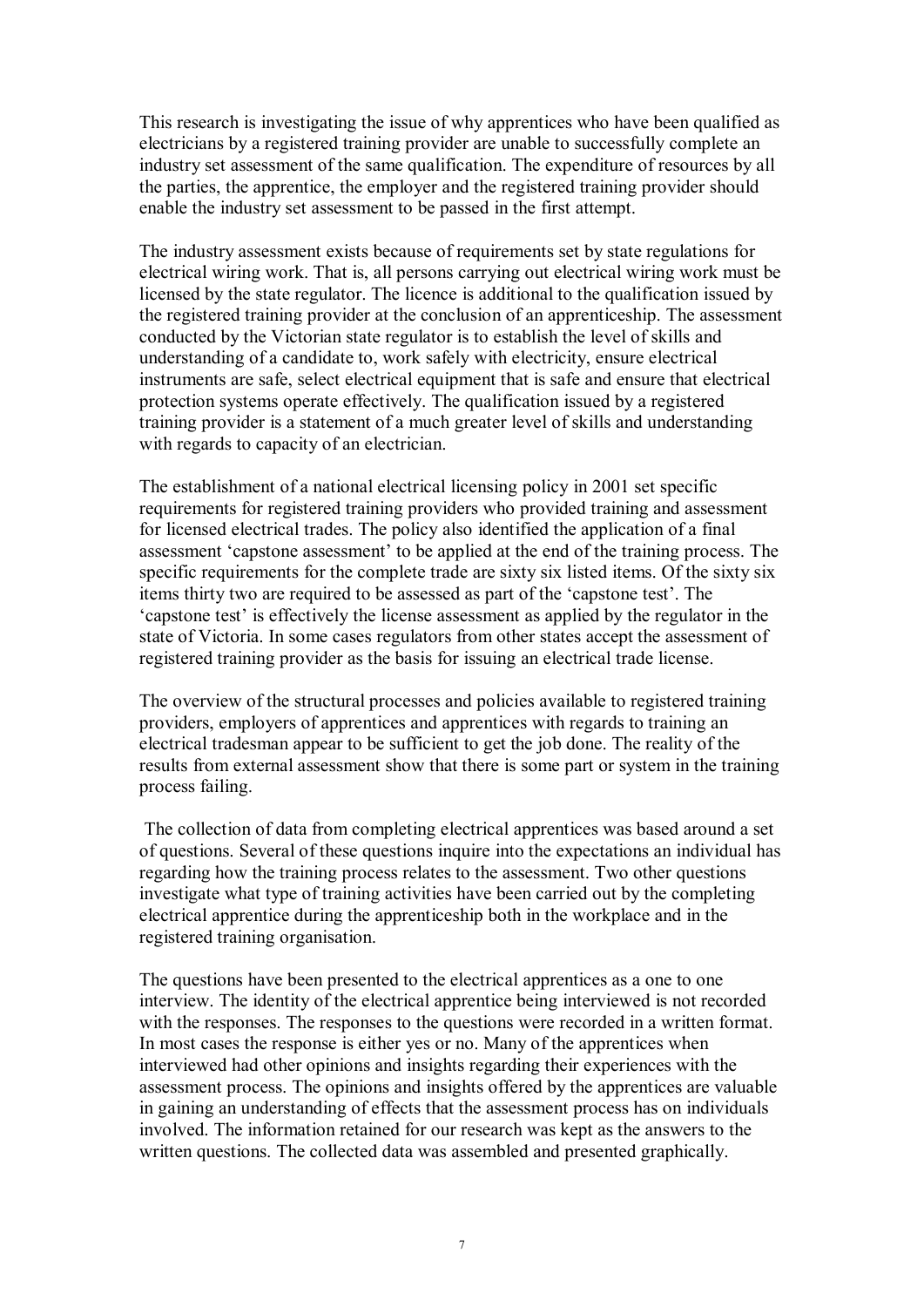This research is investigating the issue of why apprentices who have been qualified as electricians by a registered training provider are unable to successfully complete an industry set assessment of the same qualification. The expenditure of resources by all the parties, the apprentice, the employer and the registered training provider should enable the industry set assessment to be passed in the first attempt.

The industry assessment exists because of requirements set by state regulations for electrical wiring work. That is, all persons carrying out electrical wiring work must be licensed by the state regulator. The licence is additional to the qualification issued by the registered training provider at the conclusion of an apprenticeship. The assessment conducted by the Victorian state regulator is to establish the level of skills and understanding of a candidate to, work safely with electricity, ensure electrical instruments are safe, select electrical equipment that is safe and ensure that electrical protection systems operate effectively. The qualification issued by a registered training provider is a statement of a much greater level of skills and understanding with regards to capacity of an electrician.

The establishment of a national electrical licensing policy in 2001 set specific requirements for registered training providers who provided training and assessment for licensed electrical trades. The policy also identified the application of a final assessment 'capstone assessment' to be applied at the end of the training process. The specific requirements for the complete trade are sixty six listed items. Of the sixty six items thirty two are required to be assessed as part of the 'capstone test'. The 'capstone test' is effectively the license assessment as applied by the regulator in the state of Victoria. In some cases regulators from other states accept the assessment of registered training provider as the basis for issuing an electrical trade license.

The overview of the structural processes and policies available to registered training providers, employers of apprentices and apprentices with regards to training an electrical tradesman appear to be sufficient to get the job done. The reality of the results from external assessment show that there is some part or system in the training process failing.

The collection of data from completing electrical apprentices was based around a set of questions. Several of these questions inquire into the expectations an individual has regarding how the training process relates to the assessment. Two other questions investigate what type of training activities have been carried out by the completing electrical apprentice during the apprenticeship both in the workplace and in the registered training organisation.

The questions have been presented to the electrical apprentices as a one to one interview. The identity of the electrical apprentice being interviewed is not recorded with the responses. The responses to the questions were recorded in a written format. In most cases the response is either yes or no. Many of the apprentices when interviewed had other opinions and insights regarding their experiences with the assessment process. The opinions and insights offered by the apprentices are valuable in gaining an understanding of effects that the assessment process has on individuals involved. The information retained for our research was kept as the answers to the written questions. The collected data was assembled and presented graphically.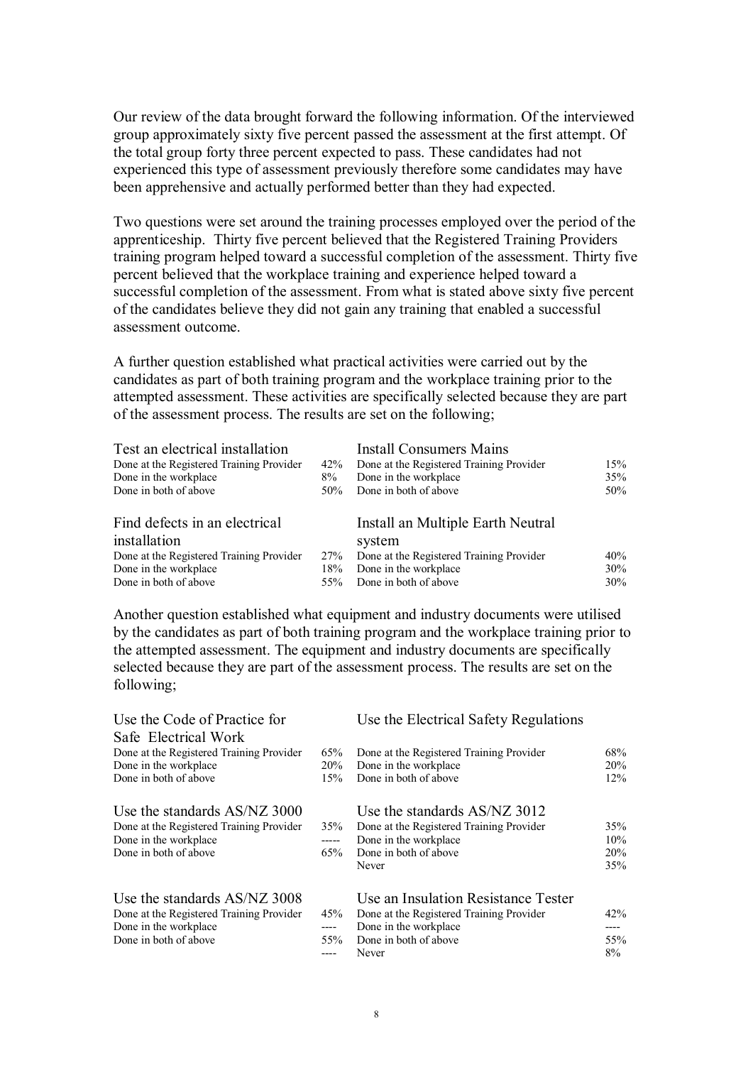Our review of the data brought forward the following information. Of the interviewed group approximately sixty five percent passed the assessment at the first attempt. Of the total group forty three percent expected to pass. These candidates had not experienced this type of assessment previously therefore some candidates may have been apprehensive and actually performed better than they had expected.

Two questions were set around the training processes employed over the period of the apprenticeship. Thirty five percent believed that the Registered Training Providers training program helped toward a successful completion of the assessment. Thirty five percent believed that the workplace training and experience helped toward a successful completion of the assessment. From what is stated above sixty five percent of the candidates believe they did not gain any training that enabled a successful assessment outcome.

A further question established what practical activities were carried out by the candidates as part of both training program and the workplace training prior to the attempted assessment. These activities are specifically selected because they are part of the assessment process. The results are set on the following;

| Test an electrical installation | | Install Consumers Mains | |
|---|---|---|---|
| Done at the Registered Training Provider | 42% | Done at the Registered Training Provider | 15% |
| Done in the workplace | 8% | Done in the workplace | 35% |
| Done in both of above | 50% | Done in both of above | 50% |

| Find defects in an electrical installation | | Install an Multiple Earth Neutral system | |
|---|---|---|---|
| Done at the Registered Training Provider | 27% | Done at the Registered Training Provider | 40% |
| Done in the workplace | 18% | Done in the workplace | 30% |
| Done in both of above | 55% | Done in both of above | 30% |

Another question established what equipment and industry documents were utilised by the candidates as part of both training program and the workplace training prior to the attempted assessment. The equipment and industry documents are specifically selected because they are part of the assessment process. The results are set on the following;

| Use the Code of Practice for Safe Electrical Work | | Use the Electrical Safety Regulations | |
|---|---|---|---|
| Done at the Registered Training Provider | 65% | Done at the Registered Training Provider | 68% |
| Done in the workplace | 20% | Done in the workplace | 20% |
| Done in both of above | 15% | Done in both of above | 12% |

| Use the standards AS/NZ 3000 | | Use the standards AS/NZ 3012 | |
|---|---|---|---|
| Done at the Registered Training Provider | 35% | Done at the Registered Training Provider | 35% |
| Done in the workplace | ----- | Done in the workplace | 10% |
| Done in both of above | 65% | Done in both of above | 20% |
| | | Never | 35% |

| Use the standards AS/NZ 3008 | | Use an Insulation Resistance Tester | |
|---|---|---|---|
| Done at the Registered Training Provider | 45% | Done at the Registered Training Provider | 42% |
| Done in the workplace | ---- | Done in the workplace | ---- |
| Done in both of above | 55% | Done in both of above | 55% |
| | ---- | Never | 8% |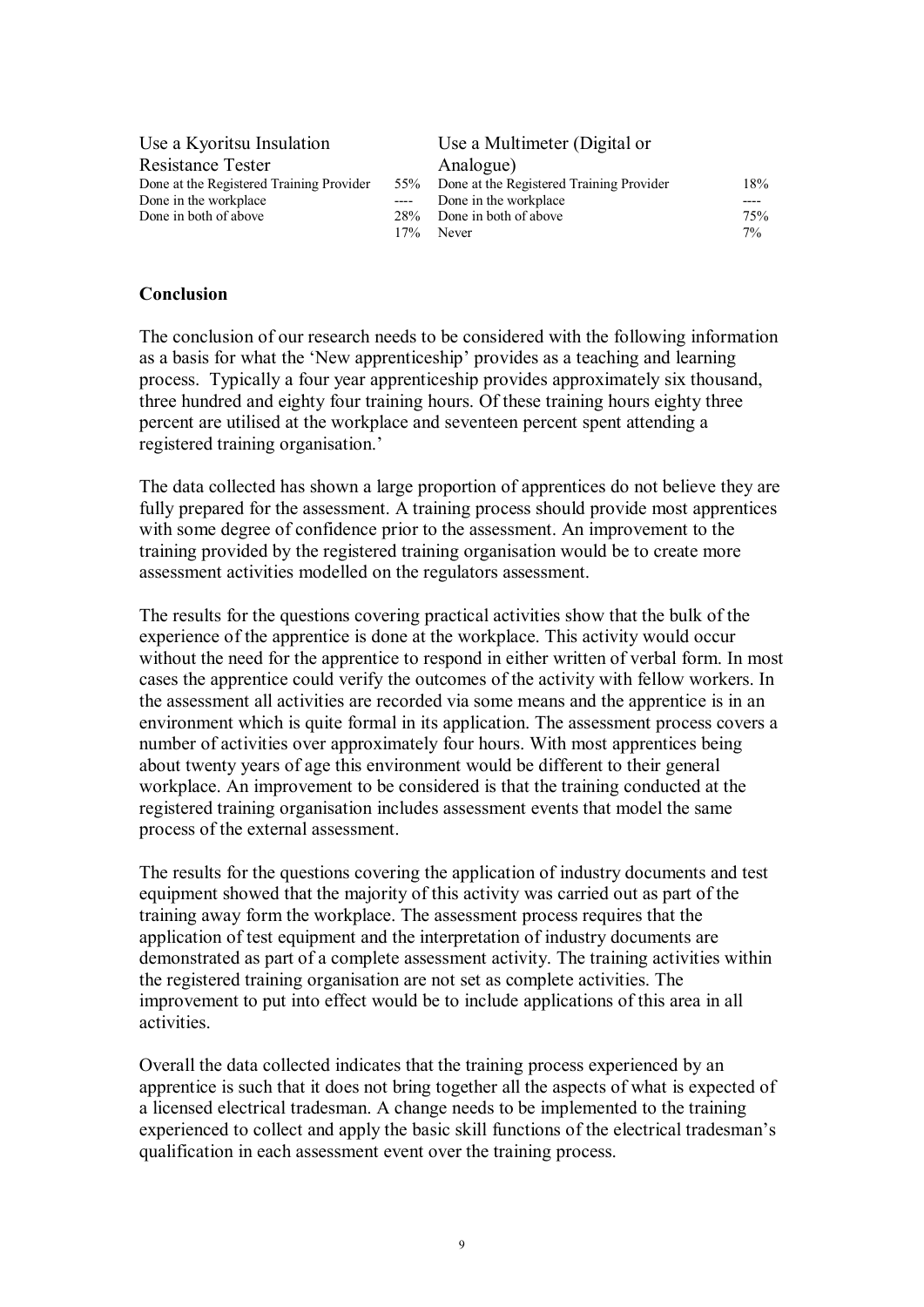| Use a Kyoritsu Insulation Resistance Tester | |
|---|---|
| Done at the Registered Training Provider | 55% |
| Done in the workplace | ---- |
| Done in both of above | 28% |
| | 17% |

| Use a Multimeter (Digital or Analogue) | |
|---|---|
| Done at the Registered Training Provider | 18% |
| Done in the workplace | ---- |
| Done in both of above | 75% |
| Never | 7% |

**Conclusion**

The conclusion of our research needs to be considered with the following information as a basis for what the 'New apprenticeship' provides as a teaching and learning process. Typically a four year apprenticeship provides approximately six thousand, three hundred and eighty four training hours. Of these training hours eighty three percent are utilised at the workplace and seventeen percent spent attending a registered training organisation.'

The data collected has shown a large proportion of apprentices do not believe they are fully prepared for the assessment. A training process should provide most apprentices with some degree of confidence prior to the assessment. An improvement to the training provided by the registered training organisation would be to create more assessment activities modelled on the regulators assessment.

The results for the questions covering practical activities show that the bulk of the experience of the apprentice is done at the workplace. This activity would occur without the need for the apprentice to respond in either written of verbal form. In most cases the apprentice could verify the outcomes of the activity with fellow workers. In the assessment all activities are recorded via some means and the apprentice is in an environment which is quite formal in its application. The assessment process covers a number of activities over approximately four hours. With most apprentices being about twenty years of age this environment would be different to their general workplace. An improvement to be considered is that the training conducted at the registered training organisation includes assessment events that model the same process of the external assessment.

The results for the questions covering the application of industry documents and test equipment showed that the majority of this activity was carried out as part of the training away form the workplace. The assessment process requires that the application of test equipment and the interpretation of industry documents are demonstrated as part of a complete assessment activity. The training activities within the registered training organisation are not set as complete activities. The improvement to put into effect would be to include applications of this area in all activities.

Overall the data collected indicates that the training process experienced by an apprentice is such that it does not bring together all the aspects of what is expected of a licensed electrical tradesman. A change needs to be implemented to the training experienced to collect and apply the basic skill functions of the electrical tradesman's qualification in each assessment event over the training process.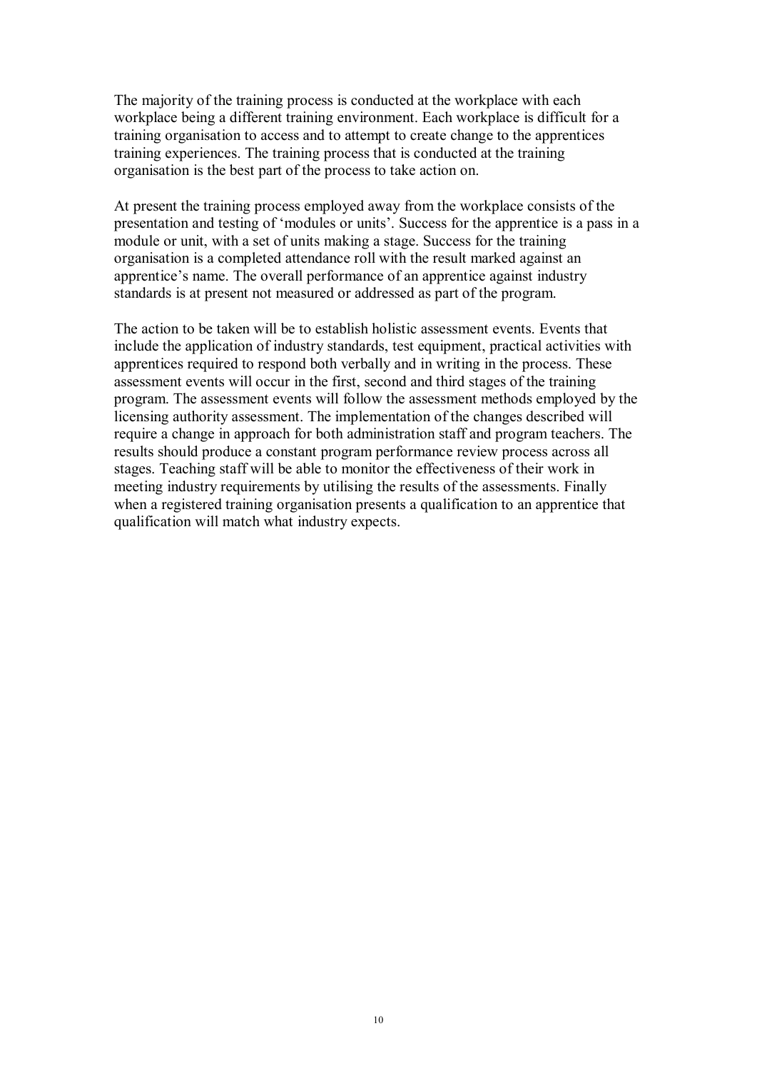The majority of the training process is conducted at the workplace with each workplace being a different training environment. Each workplace is difficult for a training organisation to access and to attempt to create change to the apprentices training experiences. The training process that is conducted at the training organisation is the best part of the process to take action on.

At present the training process employed away from the workplace consists of the presentation and testing of 'modules or units'. Success for the apprentice is a pass in a module or unit, with a set of units making a stage. Success for the training organisation is a completed attendance roll with the result marked against an apprentice's name. The overall performance of an apprentice against industry standards is at present not measured or addressed as part of the program.

The action to be taken will be to establish holistic assessment events. Events that include the application of industry standards, test equipment, practical activities with apprentices required to respond both verbally and in writing in the process. These assessment events will occur in the first, second and third stages of the training program. The assessment events will follow the assessment methods employed by the licensing authority assessment. The implementation of the changes described will require a change in approach for both administration staff and program teachers. The results should produce a constant program performance review process across all stages. Teaching staff will be able to monitor the effectiveness of their work in meeting industry requirements by utilising the results of the assessments. Finally when a registered training organisation presents a qualification to an apprentice that qualification will match what industry expects.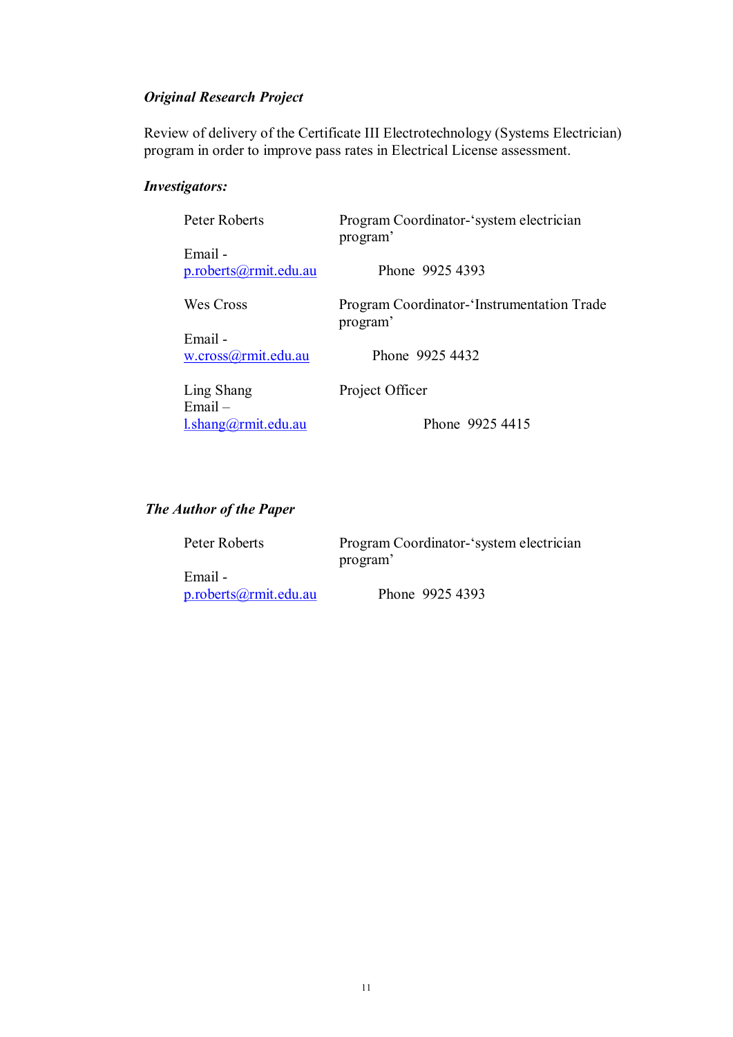***Original Research Project***

Review of delivery of the Certificate III Electrotechnology (Systems Electrician) program in order to improve pass rates in Electrical License assessment.

***Investigators:***

Peter Roberts — Program Coordinator-'system electrician program'
Email - p.roberts@rmit.edu.au — Phone 9925 4393

Wes Cross — Program Coordinator-'Instrumentation Trade program'
Email - w.cross@rmit.edu.au — Phone 9925 4432

Ling Shang — Project Officer
Email – l.shang@rmit.edu.au — Phone 9925 4415

***The Author of the Paper***

Peter Roberts — Program Coordinator-'system electrician program'
Email - p.roberts@rmit.edu.au — Phone 9925 4393